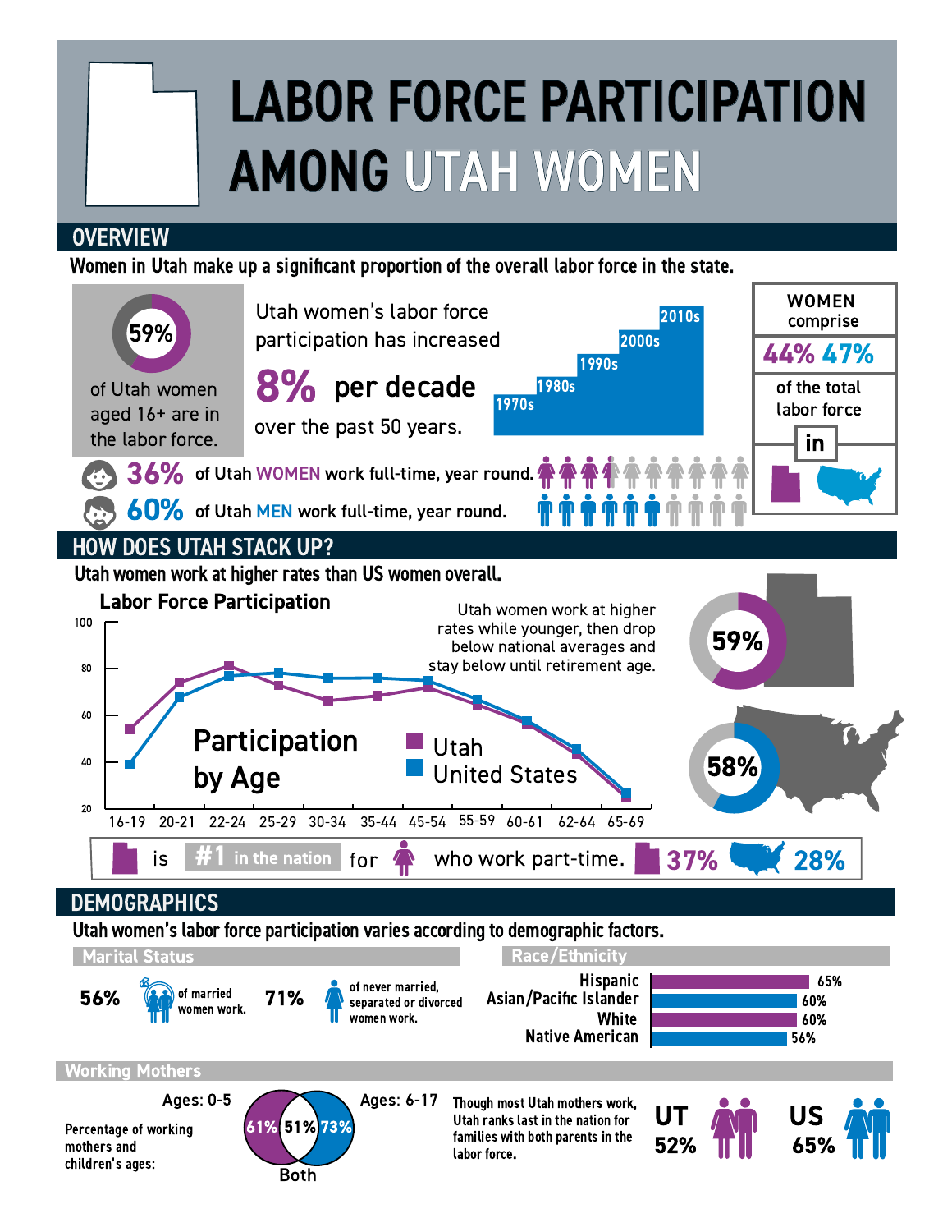# LABOR FORCE PARTICIPATION AMONG UTAH WOMEN

## OVERVIEW

**Women in Utah make up a significant proportion of the overall labor force in the state.**

**59%** of Utah women aged 16+ are in the labor force.

Utah women's labor force participation has increased **8% per decade** over the past 50 years.

1970s, 1980s, 1990s, 2000s, 2010s

WOMEN comprise **44%** **47%** of the total labor force in [Utah] [US]

**36%** of Utah WOMEN work full-time, year round.

**60%** of Utah MEN work full-time, year round.

## HOW DOES UTAH STACK UP?

**Utah women work at higher rates than US women overall.**

### Labor Force Participation

Utah women work at higher rates while younger, then drop below national averages and stay below until retirement age.

**Participation by Age**

| Age | Utah | United States |
|---|---|---|
| 16-19 | 54 | 39 |
| 20-21 | 74 | 68 |
| 22-24 | 81 | 77 |
| 25-29 | 73 | 78 |
| 30-34 | 67 | 76 |
| 35-44 | 68 | 76 |
| 45-54 | 72 | 75 |
| 55-59 | 65 | 67 |
| 60-61 | 57 | 58 |
| 62-64 | 44 | 46 |
| 65-69 | 26 | 27 |

Utah: **59%**

US: **58%**

[Utah] is **#1 in the nation** for [women] who work part-time. [Utah] **37%** [US] **28%**

## DEMOGRAPHICS

**Utah women's labor force participation varies according to demographic factors.**

### Marital Status

**56%** of married women work.

**71%** of never married, separated or divorced women work.

### Race/Ethnicity

| Race/Ethnicity | Percent |
|---|---|
| Hispanic | 65% |
| Asian/Pacific Islander | 60% |
| White | 60% |
| Native American | 56% |

### Working Mothers

Percentage of working mothers and children's ages:

- Ages: 0-5: 61%
- Both: 51%
- Ages: 6-17: 73%

Though most Utah mothers work, Utah ranks last in the nation for families with both parents in the labor force.

**UT 52%**

**US 65%**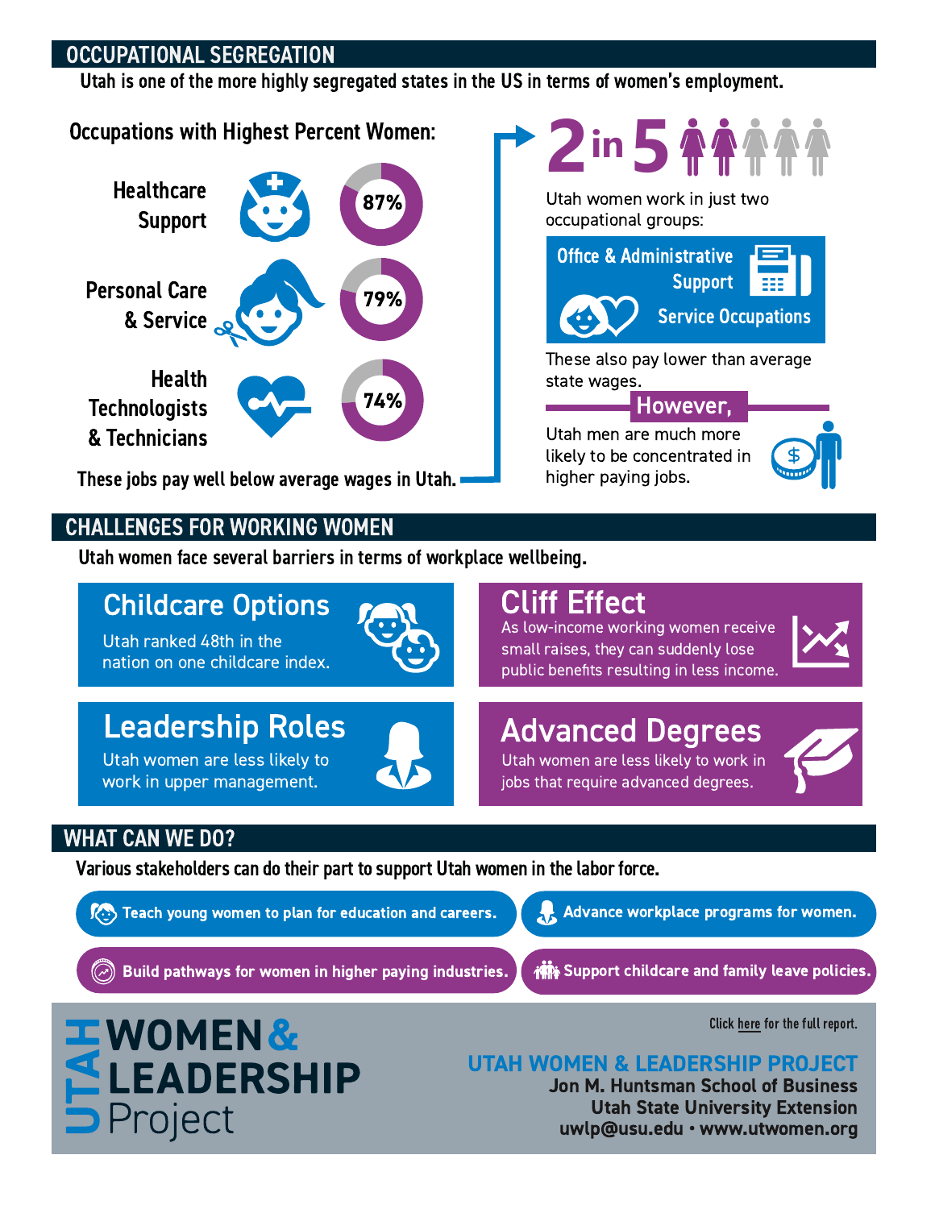## OCCUPATIONAL SEGREGATION

Utah is one of the more highly segregated states in the US in terms of women's employment.

### Occupations with Highest Percent Women:

Healthcare Support
87%

Personal Care & Service
79%

Health Technologists & Technicians
74%

These jobs pay well below average wages in Utah.

**2 in 5**

Utah women work in just two occupational groups:

- Office & Administrative Support
- Service Occupations

These also pay lower than average state wages.

**However,**

Utah men are much more likely to be concentrated in higher paying jobs.

## CHALLENGES FOR WORKING WOMEN

Utah women face several barriers in terms of workplace wellbeing.

### Childcare Options

Utah ranked 48th in the nation on one childcare index.

### Cliff Effect

As low-income working women receive small raises, they can suddenly lose public benefits resulting in less income.

### Leadership Roles

Utah women are less likely to work in upper management.

### Advanced Degrees

Utah women are less likely to work in jobs that require advanced degrees.

## WHAT CAN WE DO?

Various stakeholders can do their part to support Utah women in the labor force.

- Teach young women to plan for education and careers.
- Advance workplace programs for women.
- Build pathways for women in higher paying industries.
- Support childcare and family leave policies.

UTAH WOMEN & LEADERSHIP Project

Click here for the full report.

**UTAH WOMEN & LEADERSHIP PROJECT**
**Jon M. Huntsman School of Business**
**Utah State University Extension**
**uwlp@usu.edu • www.utwomen.org**